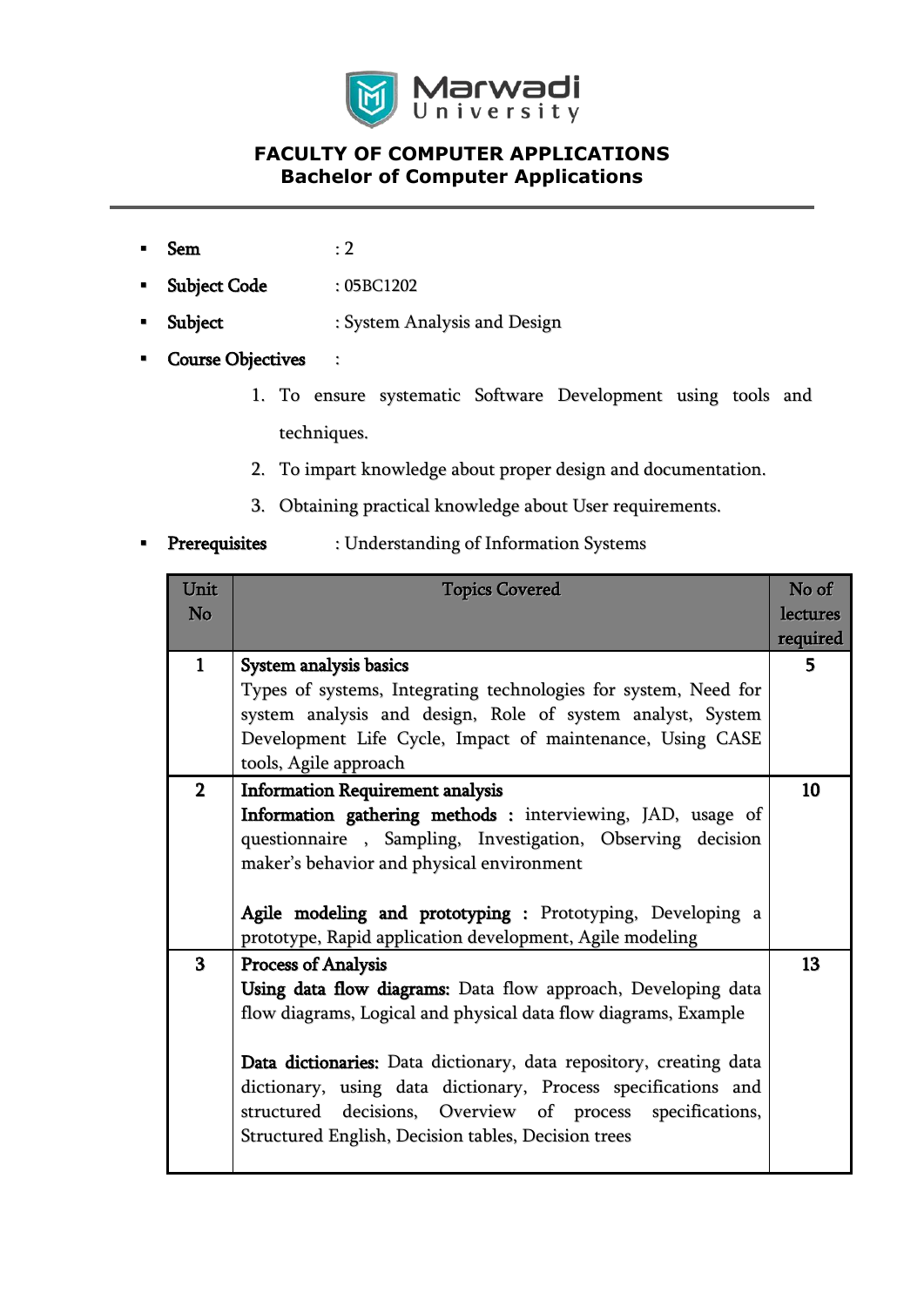Marwadi University

# FACULTY OF COMPUTER APPLICATIONS
## Bachelor of Computer Applications

- **Sem** : 2
- **Subject Code** : 05BC1202
- **Subject** : System Analysis and Design
- **Course Objectives** :
  1. To ensure systematic Software Development using tools and techniques.
  2. To impart knowledge about proper design and documentation.
  3. Obtaining practical knowledge about User requirements.
- **Prerequisites** : Understanding of Information Systems

| Unit No | Topics Covered | No of lectures required |
|---|---|---|
| 1 | **System analysis basics**<br>Types of systems, Integrating technologies for system, Need for system analysis and design, Role of system analyst, System Development Life Cycle, Impact of maintenance, Using CASE tools, Agile approach | 5 |
| 2 | **Information Requirement analysis**<br>**Information gathering methods :** interviewing, JAD, usage of questionnaire , Sampling, Investigation, Observing decision maker's behavior and physical environment<br><br>**Agile modeling and prototyping :** Prototyping, Developing a prototype, Rapid application development, Agile modeling | 10 |
| 3 | **Process of Analysis**<br>**Using data flow diagrams:** Data flow approach, Developing data flow diagrams, Logical and physical data flow diagrams, Example<br><br>**Data dictionaries:** Data dictionary, data repository, creating data dictionary, using data dictionary, Process specifications and structured decisions, Overview of process specifications, Structured English, Decision tables, Decision trees | 13 |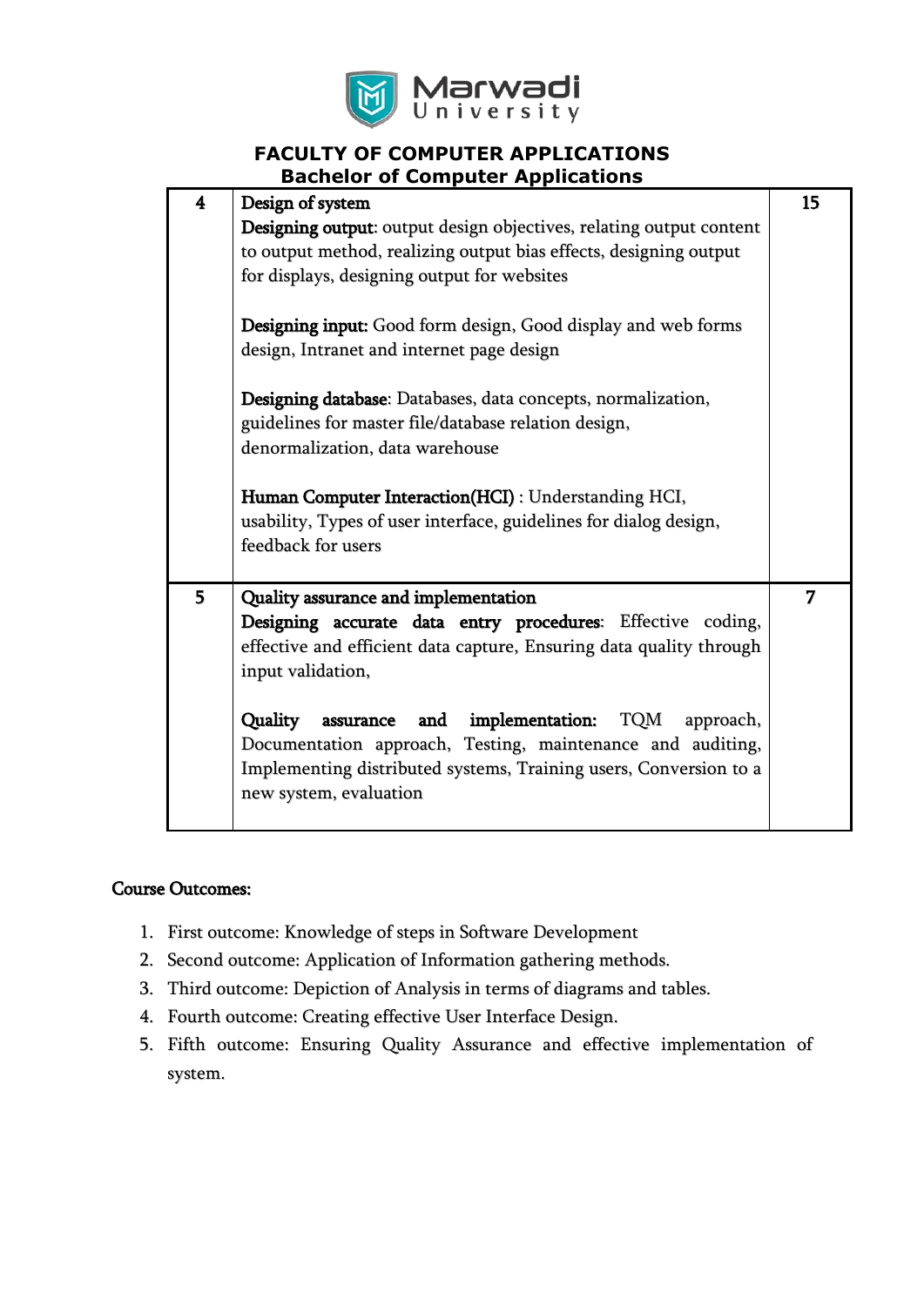**FACULTY OF COMPUTER APPLICATIONS**
**Bachelor of Computer Applications**

| | | |
|---|---|---|
| 4 | **Design of system**<br>**Designing output**: output design objectives, relating output content to output method, realizing output bias effects, designing output for displays, designing output for websites<br><br>**Designing input:** Good form design, Good display and web forms design, Intranet and internet page design<br><br>**Designing database**: Databases, data concepts, normalization, guidelines for master file/database relation design, denormalization, data warehouse<br><br>**Human Computer Interaction(HCI)** : Understanding HCI, usability, Types of user interface, guidelines for dialog design, feedback for users | 15 |
| 5 | **Quality assurance and implementation**<br>**Designing accurate data entry procedures**: Effective coding, effective and efficient data capture, Ensuring data quality through input validation,<br><br>**Quality assurance and implementation:** TQM approach, Documentation approach, Testing, maintenance and auditing, Implementing distributed systems, Training users, Conversion to a new system, evaluation | 7 |

**Course Outcomes:**

1. First outcome: Knowledge of steps in Software Development
2. Second outcome: Application of Information gathering methods.
3. Third outcome: Depiction of Analysis in terms of diagrams and tables.
4. Fourth outcome: Creating effective User Interface Design.
5. Fifth outcome: Ensuring Quality Assurance and effective implementation of system.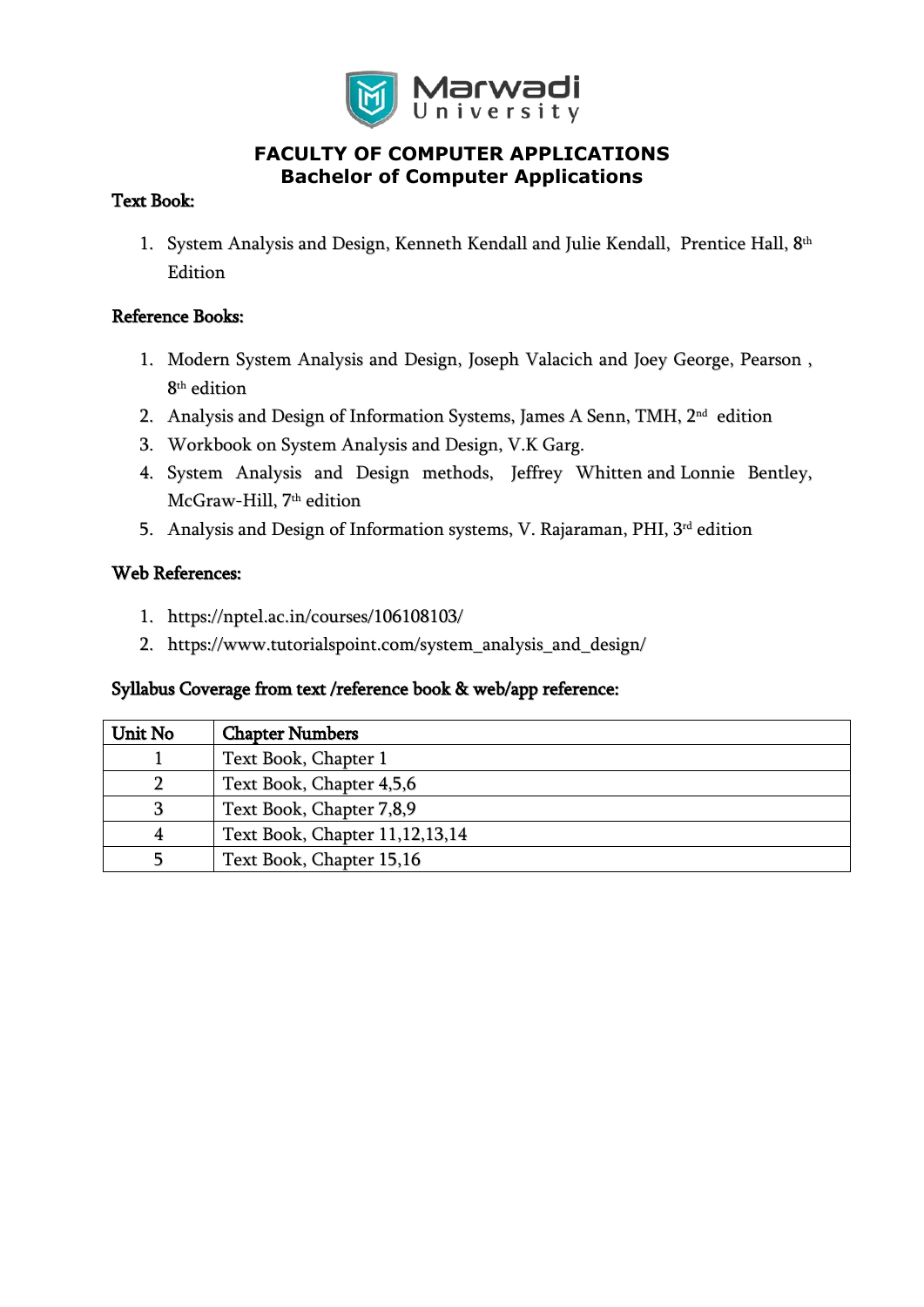# FACULTY OF COMPUTER APPLICATIONS

## Bachelor of Computer Applications

**Text Book:**

1. System Analysis and Design, Kenneth Kendall and Julie Kendall, Prentice Hall, 8th Edition

**Reference Books:**

1. Modern System Analysis and Design, Joseph Valacich and Joey George, Pearson , 8th edition
2. Analysis and Design of Information Systems, James A Senn, TMH, 2nd edition
3. Workbook on System Analysis and Design, V.K Garg.
4. System Analysis and Design methods, Jeffrey Whitten and Lonnie Bentley, McGraw-Hill, 7th edition
5. Analysis and Design of Information systems, V. Rajaraman, PHI, 3rd edition

**Web References:**

1. https://nptel.ac.in/courses/106108103/
2. https://www.tutorialspoint.com/system_analysis_and_design/

**Syllabus Coverage from text /reference book & web/app reference:**

| Unit No | Chapter Numbers |
|---|---|
| 1 | Text Book, Chapter 1 |
| 2 | Text Book, Chapter 4,5,6 |
| 3 | Text Book, Chapter 7,8,9 |
| 4 | Text Book, Chapter 11,12,13,14 |
| 5 | Text Book, Chapter 15,16 |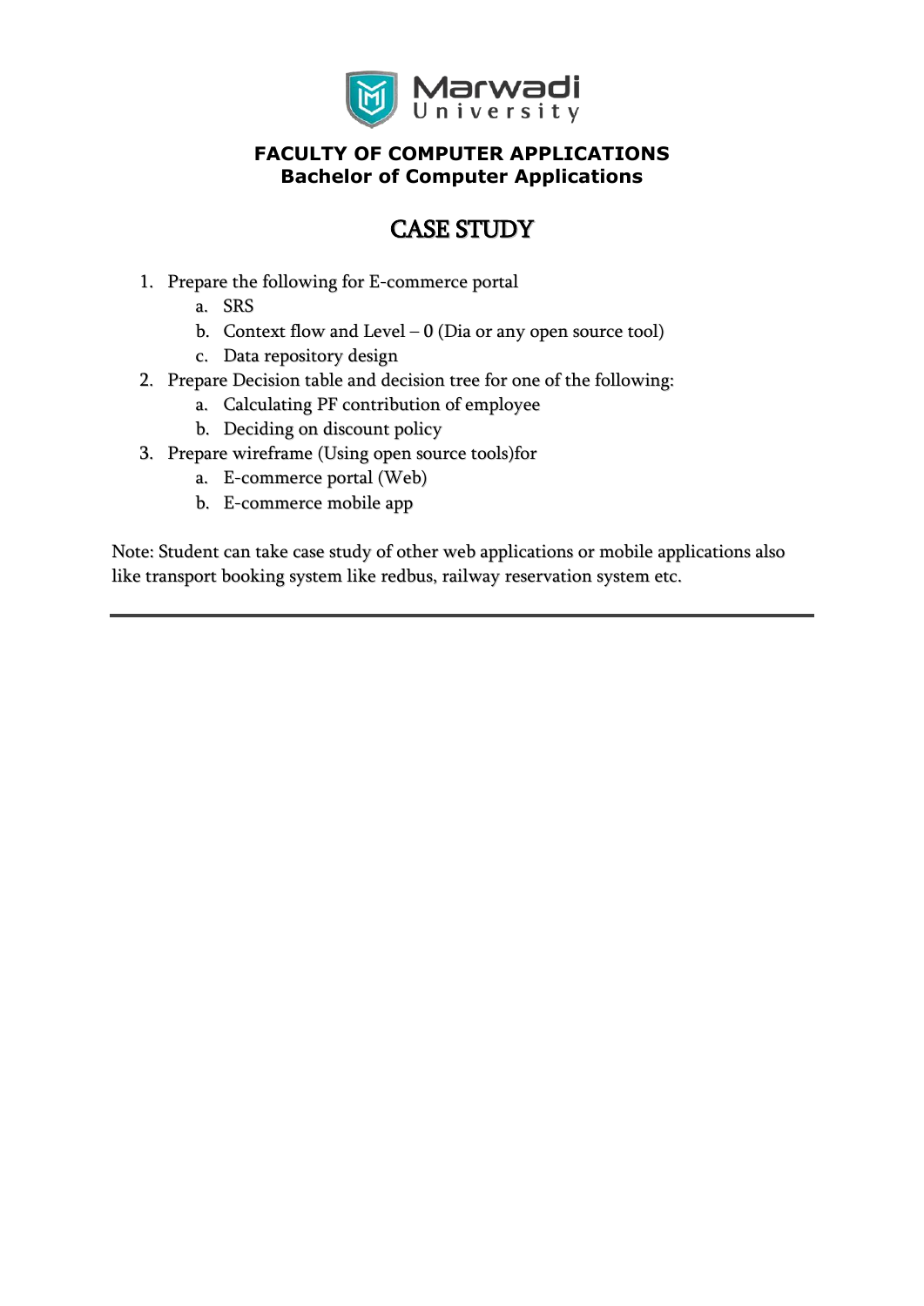**FACULTY OF COMPUTER APPLICATIONS**
**Bachelor of Computer Applications**

# CASE STUDY

1. Prepare the following for E-commerce portal
   a. SRS
   b. Context flow and Level – 0 (Dia or any open source tool)
   c. Data repository design
2. Prepare Decision table and decision tree for one of the following:
   a. Calculating PF contribution of employee
   b. Deciding on discount policy
3. Prepare wireframe (Using open source tools)for
   a. E-commerce portal (Web)
   b. E-commerce mobile app

Note: Student can take case study of other web applications or mobile applications also like transport booking system like redbus, railway reservation system etc.